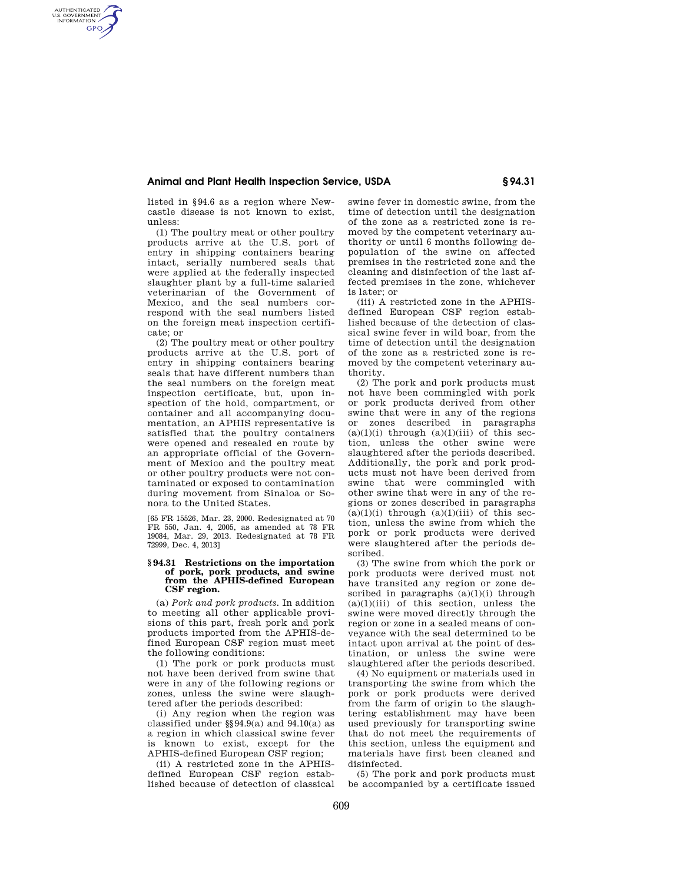listed in §94.6 as a region where Newcastle disease is not known to exist, unless:

(1) The poultry meat or other poultry products arrive at the U.S. port of entry in shipping containers bearing intact, serially numbered seals that were applied at the federally inspected slaughter plant by a full-time salaried veterinarian of the Government of Mexico, and the seal numbers correspond with the seal numbers listed on the foreign meat inspection certificate; or

(2) The poultry meat or other poultry products arrive at the U.S. port of entry in shipping containers bearing seals that have different numbers than the seal numbers on the foreign meat inspection certificate, but, upon inspection of the hold, compartment, or container and all accompanying documentation, an APHIS representative is satisfied that the poultry containers were opened and resealed en route by an appropriate official of the Government of Mexico and the poultry meat or other poultry products were not contaminated or exposed to contamination during movement from Sinaloa or Sonora to the United States.

[65 FR 15526, Mar. 23, 2000. Redesignated at 70 FR 550, Jan. 4, 2005, as amended at 78 FR 19084, Mar. 29, 2013. Redesignated at 78 FR 72999, Dec. 4, 2013]

## §94.31 Restrictions on the importation of pork, pork products, and swine from the APHIS-defined European CSF region.

(a) *Pork and pork products.* In addition to meeting all other applicable provisions of this part, fresh pork and pork products imported from the APHIS-defined European CSF region must meet the following conditions:

(1) The pork or pork products must not have been derived from swine that were in any of the following regions or zones, unless the swine were slaughtered after the periods described:

(i) Any region when the region was classified under §§94.9(a) and 94.10(a) as a region in which classical swine fever is known to exist, except for the APHIS-defined European CSF region;

(ii) A restricted zone in the APHIS-defined European CSF region established because of detection of classical swine fever in domestic swine, from the time of detection until the designation of the zone as a restricted zone is removed by the competent veterinary authority or until 6 months following depopulation of the swine on affected premises in the restricted zone and the cleaning and disinfection of the last affected premises in the zone, whichever is later; or

(iii) A restricted zone in the APHIS-defined European CSF region established because of the detection of classical swine fever in wild boar, from the time of detection until the designation of the zone as a restricted zone is removed by the competent veterinary authority.

(2) The pork and pork products must not have been commingled with pork or pork products derived from other swine that were in any of the regions or zones described in paragraphs (a)(1)(i) through (a)(1)(iii) of this section, unless the other swine were slaughtered after the periods described. Additionally, the pork and pork products must not have been derived from swine that were commingled with other swine that were in any of the regions or zones described in paragraphs (a)(1)(i) through (a)(1)(iii) of this section, unless the swine from which the pork or pork products were derived were slaughtered after the periods described.

(3) The swine from which the pork or pork products were derived must not have transited any region or zone described in paragraphs (a)(1)(i) through (a)(1)(iii) of this section, unless the swine were moved directly through the region or zone in a sealed means of conveyance with the seal determined to be intact upon arrival at the point of destination, or unless the swine were slaughtered after the periods described.

(4) No equipment or materials used in transporting the swine from which the pork or pork products were derived from the farm of origin to the slaughtering establishment may have been used previously for transporting swine that do not meet the requirements of this section, unless the equipment and materials have first been cleaned and disinfected.

(5) The pork and pork products must be accompanied by a certificate issued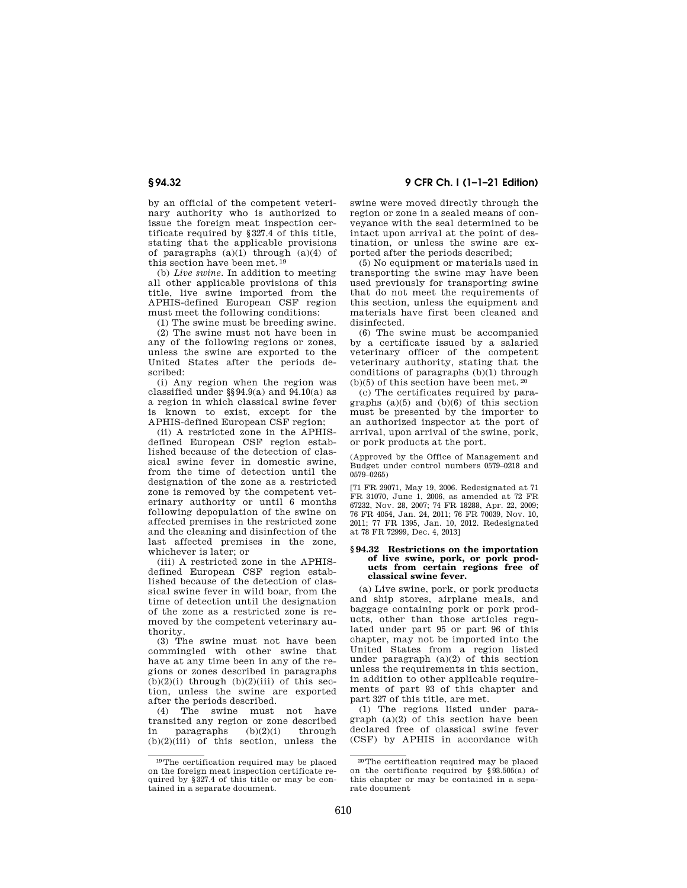by an official of the competent veterinary authority who is authorized to issue the foreign meat inspection certificate required by §327.4 of this title, stating that the applicable provisions of paragraphs (a)(1) through (a)(4) of this section have been met.[19]

(b) *Live swine.* In addition to meeting all other applicable provisions of this title, live swine imported from the APHIS-defined European CSF region must meet the following conditions:

(1) The swine must be breeding swine.

(2) The swine must not have been in any of the following regions or zones, unless the swine are exported to the United States after the periods described:

(i) Any region when the region was classified under §§94.9(a) and 94.10(a) as a region in which classical swine fever is known to exist, except for the APHIS-defined European CSF region;

(ii) A restricted zone in the APHIS-defined European CSF region established because of the detection of classical swine fever in domestic swine, from the time of detection until the designation of the zone as a restricted zone is removed by the competent veterinary authority or until 6 months following depopulation of the swine on affected premises in the restricted zone and the cleaning and disinfection of the last affected premises in the zone, whichever is later; or

(iii) A restricted zone in the APHIS-defined European CSF region established because of the detection of classical swine fever in wild boar, from the time of detection until the designation of the zone as a restricted zone is removed by the competent veterinary authority.

(3) The swine must not have been commingled with other swine that have at any time been in any of the regions or zones described in paragraphs (b)(2)(i) through (b)(2)(iii) of this section, unless the swine are exported after the periods described.

(4) The swine must not have transited any region or zone described in paragraphs (b)(2)(i) through (b)(2)(iii) of this section, unless the swine were moved directly through the region or zone in a sealed means of conveyance with the seal determined to be intact upon arrival at the point of destination, or unless the swine are exported after the periods described;

(5) No equipment or materials used in transporting the swine may have been used previously for transporting swine that do not meet the requirements of this section, unless the equipment and materials have first been cleaned and disinfected.

(6) The swine must be accompanied by a certificate issued by a salaried veterinary officer of the competent veterinary authority, stating that the conditions of paragraphs (b)(1) through (b)(5) of this section have been met.[20]

(c) The certificates required by paragraphs (a)(5) and (b)(6) of this section must be presented by the importer to an authorized inspector at the port of arrival, upon arrival of the swine, pork, or pork products at the port.

(Approved by the Office of Management and Budget under control numbers 0579–0218 and 0579–0265)

[71 FR 29071, May 19, 2006. Redesignated at 71 FR 31070, June 1, 2006, as amended at 72 FR 67232, Nov. 28, 2007; 74 FR 18288, Apr. 22, 2009; 76 FR 4054, Jan. 24, 2011; 76 FR 70039, Nov. 10, 2011; 77 FR 1395, Jan. 10, 2012. Redesignated at 78 FR 72999, Dec. 4, 2013]

### §94.32 Restrictions on the importation of live swine, pork, or pork products from certain regions free of classical swine fever.

(a) Live swine, pork, or pork products and ship stores, airplane meals, and baggage containing pork or pork products, other than those articles regulated under part 95 or part 96 of this chapter, may not be imported into the United States from a region listed under paragraph (a)(2) of this section unless the requirements in this section, in addition to other applicable requirements of part 93 of this chapter and part 327 of this title, are met.

(1) The regions listed under paragraph (a)(2) of this section have been declared free of classical swine fever (CSF) by APHIS in accordance with

---

[19] The certification required may be placed on the foreign meat inspection certificate required by §327.4 of this title or may be contained in a separate document.

[20] The certification required may be placed on the certificate required by §93.505(a) of this chapter or may be contained in a separate document